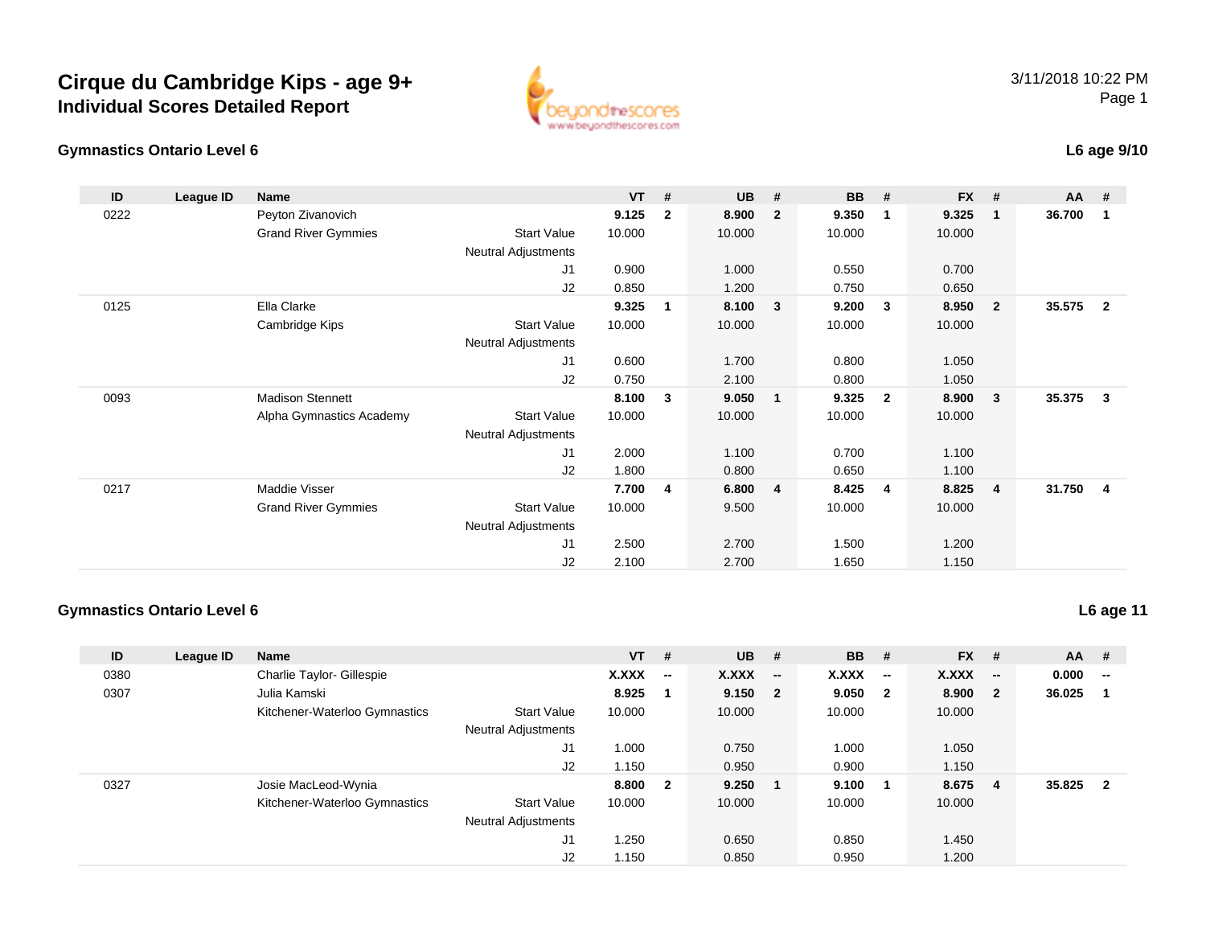# Cirque du Cambridge Kips - age 9+

## Individual Scores Detailed Report

3/11/2018 10:22 PM

### Gymnastics Ontario Level 6

**L6 age 9/10**

| ID | League ID | Name | | VT | # | UB | # | BB | # | FX | # | AA | # |
|---|---|---|---|---|---|---|---|---|---|---|---|---|---|
| 0222 | | Peyton Zivanovich | | **9.125** | **2** | **8.900** | **2** | **9.350** | **1** | **9.325** | **1** | **36.700** | **1** |
| | | Grand River Gymmies | Start Value | 10.000 | | 10.000 | | 10.000 | | 10.000 | | | |
| | | | Neutral Adjustments | | | | | | | | | | |
| | | | J1 | 0.900 | | 1.000 | | 0.550 | | 0.700 | | | |
| | | | J2 | 0.850 | | 1.200 | | 0.750 | | 0.650 | | | |
| 0125 | | Ella Clarke | | **9.325** | **1** | **8.100** | **3** | **9.200** | **3** | **8.950** | **2** | **35.575** | **2** |
| | | Cambridge Kips | Start Value | 10.000 | | 10.000 | | 10.000 | | 10.000 | | | |
| | | | Neutral Adjustments | | | | | | | | | | |
| | | | J1 | 0.600 | | 1.700 | | 0.800 | | 1.050 | | | |
| | | | J2 | 0.750 | | 2.100 | | 0.800 | | 1.050 | | | |
| 0093 | | Madison Stennett | | **8.100** | **3** | **9.050** | **1** | **9.325** | **2** | **8.900** | **3** | **35.375** | **3** |
| | | Alpha Gymnastics Academy | Start Value | 10.000 | | 10.000 | | 10.000 | | 10.000 | | | |
| | | | Neutral Adjustments | | | | | | | | | | |
| | | | J1 | 2.000 | | 1.100 | | 0.700 | | 1.100 | | | |
| | | | J2 | 1.800 | | 0.800 | | 0.650 | | 1.100 | | | |
| 0217 | | Maddie Visser | | **7.700** | **4** | **6.800** | **4** | **8.425** | **4** | **8.825** | **4** | **31.750** | **4** |
| | | Grand River Gymmies | Start Value | 10.000 | | 9.500 | | 10.000 | | 10.000 | | | |
| | | | Neutral Adjustments | | | | | | | | | | |
| | | | J1 | 2.500 | | 2.700 | | 1.500 | | 1.200 | | | |
| | | | J2 | 2.100 | | 2.700 | | 1.650 | | 1.150 | | | |

### Gymnastics Ontario Level 6

**L6 age 11**

| ID | League ID | Name | | VT | # | UB | # | BB | # | FX | # | AA | # |
|---|---|---|---|---|---|---|---|---|---|---|---|---|---|
| 0380 | | Charlie Taylor- Gillespie | | **X.XXX** | **--** | **X.XXX** | **--** | **X.XXX** | **--** | **X.XXX** | **--** | **0.000** | **--** |
| 0307 | | Julia Kamski | | **8.925** | **1** | **9.150** | **2** | **9.050** | **2** | **8.900** | **2** | **36.025** | **1** |
| | | Kitchener-Waterloo Gymnastics | Start Value | 10.000 | | 10.000 | | 10.000 | | 10.000 | | | |
| | | | Neutral Adjustments | | | | | | | | | | |
| | | | J1 | 1.000 | | 0.750 | | 1.000 | | 1.050 | | | |
| | | | J2 | 1.150 | | 0.950 | | 0.900 | | 1.150 | | | |
| 0327 | | Josie MacLeod-Wynia | | **8.800** | **2** | **9.250** | **1** | **9.100** | **1** | **8.675** | **4** | **35.825** | **2** |
| | | Kitchener-Waterloo Gymnastics | Start Value | 10.000 | | 10.000 | | 10.000 | | 10.000 | | | |
| | | | Neutral Adjustments | | | | | | | | | | |
| | | | J1 | 1.250 | | 0.650 | | 0.850 | | 1.450 | | | |
| | | | J2 | 1.150 | | 0.850 | | 0.950 | | 1.200 | | | |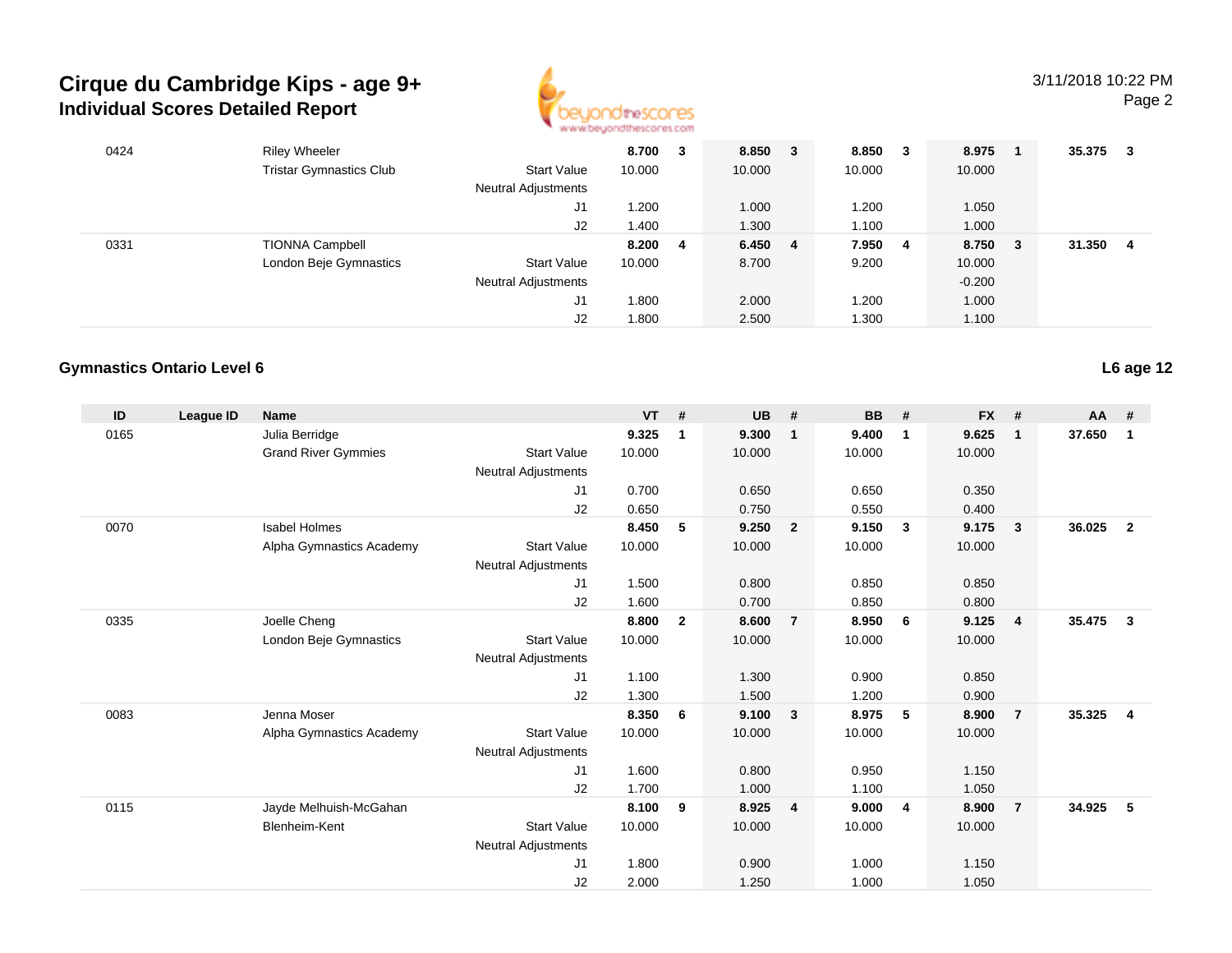# Cirque du Cambridge Kips - age 9+
## Individual Scores Detailed Report

| ID | League ID | Name | | VT | # | UB | # | BB | # | FX | # | AA | # |
|---|---|---|---|---|---|---|---|---|---|---|---|---|---|
| 0424 | | Riley Wheeler | | 8.700 | 3 | 8.850 | 3 | 8.850 | 3 | 8.975 | 1 | 35.375 | 3 |
| | | Tristar Gymnastics Club | Start Value | 10.000 | | 10.000 | | 10.000 | | 10.000 | | | |
| | | | Neutral Adjustments | | | | | | | | | | |
| | | | J1 | 1.200 | | 1.000 | | 1.200 | | 1.050 | | | |
| | | | J2 | 1.400 | | 1.300 | | 1.100 | | 1.000 | | | |
| 0331 | | TIONNA Campbell | | 8.200 | 4 | 6.450 | 4 | 7.950 | 4 | 8.750 | 3 | 31.350 | 4 |
| | | London Beje Gymnastics | Start Value | 10.000 | | 8.700 | | 9.200 | | 10.000 | | | |
| | | | Neutral Adjustments | | | | | | | -0.200 | | | |
| | | | J1 | 1.800 | | 2.000 | | 1.200 | | 1.000 | | | |
| | | | J2 | 1.800 | | 2.500 | | 1.300 | | 1.100 | | | |

### Gymnastics Ontario Level 6

**L6 age 12**

| ID | League ID | Name | | VT | # | UB | # | BB | # | FX | # | AA | # |
|---|---|---|---|---|---|---|---|---|---|---|---|---|---|
| 0165 | | Julia Berridge | | 9.325 | 1 | 9.300 | 1 | 9.400 | 1 | 9.625 | 1 | 37.650 | 1 |
| | | Grand River Gymmies | Start Value | 10.000 | | 10.000 | | 10.000 | | 10.000 | | | |
| | | | Neutral Adjustments | | | | | | | | | | |
| | | | J1 | 0.700 | | 0.650 | | 0.650 | | 0.350 | | | |
| | | | J2 | 0.650 | | 0.750 | | 0.550 | | 0.400 | | | |
| 0070 | | Isabel Holmes | | 8.450 | 5 | 9.250 | 2 | 9.150 | 3 | 9.175 | 3 | 36.025 | 2 |
| | | Alpha Gymnastics Academy | Start Value | 10.000 | | 10.000 | | 10.000 | | 10.000 | | | |
| | | | Neutral Adjustments | | | | | | | | | | |
| | | | J1 | 1.500 | | 0.800 | | 0.850 | | 0.850 | | | |
| | | | J2 | 1.600 | | 0.700 | | 0.850 | | 0.800 | | | |
| 0335 | | Joelle Cheng | | 8.800 | 2 | 8.600 | 7 | 8.950 | 6 | 9.125 | 4 | 35.475 | 3 |
| | | London Beje Gymnastics | Start Value | 10.000 | | 10.000 | | 10.000 | | 10.000 | | | |
| | | | Neutral Adjustments | | | | | | | | | | |
| | | | J1 | 1.100 | | 1.300 | | 0.900 | | 0.850 | | | |
| | | | J2 | 1.300 | | 1.500 | | 1.200 | | 0.900 | | | |
| 0083 | | Jenna Moser | | 8.350 | 6 | 9.100 | 3 | 8.975 | 5 | 8.900 | 7 | 35.325 | 4 |
| | | Alpha Gymnastics Academy | Start Value | 10.000 | | 10.000 | | 10.000 | | 10.000 | | | |
| | | | Neutral Adjustments | | | | | | | | | | |
| | | | J1 | 1.600 | | 0.800 | | 0.950 | | 1.150 | | | |
| | | | J2 | 1.700 | | 1.000 | | 1.100 | | 1.050 | | | |
| 0115 | | Jayde Melhuish-McGahan | | 8.100 | 9 | 8.925 | 4 | 9.000 | 4 | 8.900 | 7 | 34.925 | 5 |
| | | Blenheim-Kent | Start Value | 10.000 | | 10.000 | | 10.000 | | 10.000 | | | |
| | | | Neutral Adjustments | | | | | | | | | | |
| | | | J1 | 1.800 | | 0.900 | | 1.000 | | 1.150 | | | |
| | | | J2 | 2.000 | | 1.250 | | 1.000 | | 1.050 | | | |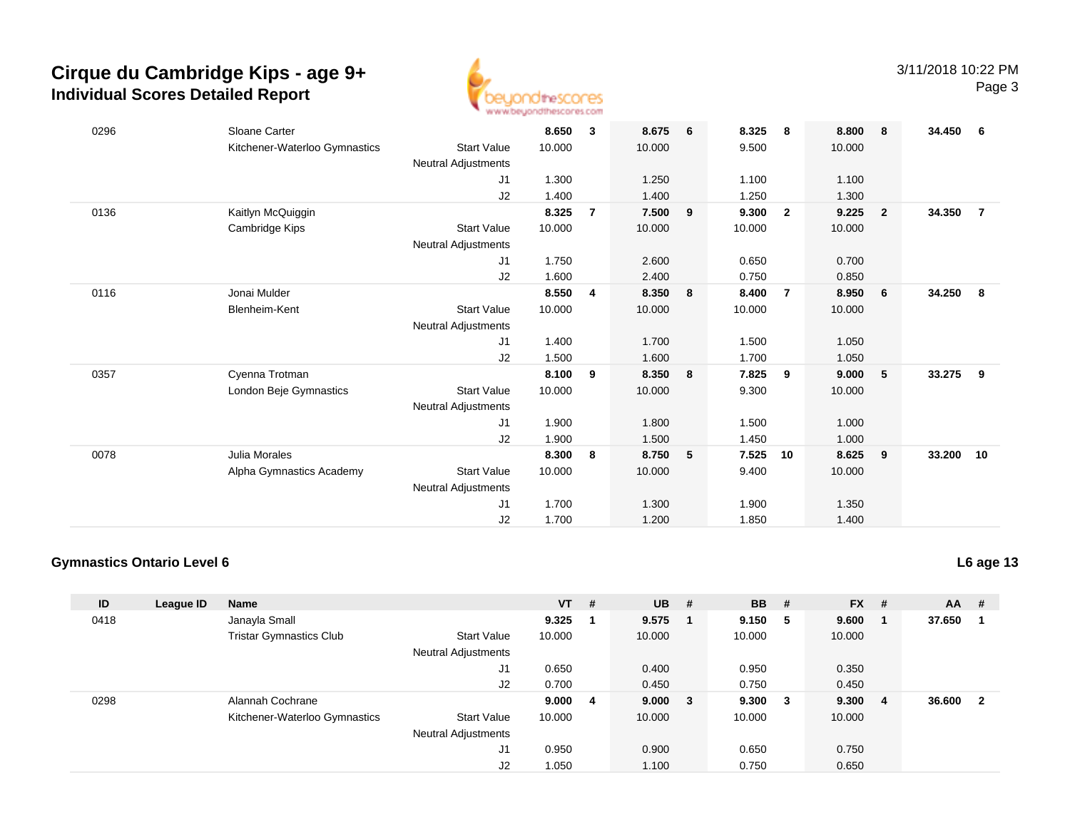# Cirque du Cambridge Kips - age 9+
## Individual Scores Detailed Report

| ID | League ID | Name | | VT | # | UB | # | BB | # | FX | # | AA | # |
|---|---|---|---|---|---|---|---|---|---|---|---|---|---|
| 0296 | | Sloane Carter | | 8.650 | 3 | 8.675 | 6 | 8.325 | 8 | 8.800 | 8 | 34.450 | 6 |
| | | Kitchener-Waterloo Gymnastics | Start Value | 10.000 | | 10.000 | | 9.500 | | 10.000 | | | |
| | | | Neutral Adjustments | | | | | | | | | | |
| | | | J1 | 1.300 | | 1.250 | | 1.100 | | 1.100 | | | |
| | | | J2 | 1.400 | | 1.400 | | 1.250 | | 1.300 | | | |
| 0136 | | Kaitlyn McQuiggin | | 8.325 | 7 | 7.500 | 9 | 9.300 | 2 | 9.225 | 2 | 34.350 | 7 |
| | | Cambridge Kips | Start Value | 10.000 | | 10.000 | | 10.000 | | 10.000 | | | |
| | | | Neutral Adjustments | | | | | | | | | | |
| | | | J1 | 1.750 | | 2.600 | | 0.650 | | 0.700 | | | |
| | | | J2 | 1.600 | | 2.400 | | 0.750 | | 0.850 | | | |
| 0116 | | Jonai Mulder | | 8.550 | 4 | 8.350 | 8 | 8.400 | 7 | 8.950 | 6 | 34.250 | 8 |
| | | Blenheim-Kent | Start Value | 10.000 | | 10.000 | | 10.000 | | 10.000 | | | |
| | | | Neutral Adjustments | | | | | | | | | | |
| | | | J1 | 1.400 | | 1.700 | | 1.500 | | 1.050 | | | |
| | | | J2 | 1.500 | | 1.600 | | 1.700 | | 1.050 | | | |
| 0357 | | Cyenna Trotman | | 8.100 | 9 | 8.350 | 8 | 7.825 | 9 | 9.000 | 5 | 33.275 | 9 |
| | | London Beje Gymnastics | Start Value | 10.000 | | 10.000 | | 9.300 | | 10.000 | | | |
| | | | Neutral Adjustments | | | | | | | | | | |
| | | | J1 | 1.900 | | 1.800 | | 1.500 | | 1.000 | | | |
| | | | J2 | 1.900 | | 1.500 | | 1.450 | | 1.000 | | | |
| 0078 | | Julia Morales | | 8.300 | 8 | 8.750 | 5 | 7.525 | 10 | 8.625 | 9 | 33.200 | 10 |
| | | Alpha Gymnastics Academy | Start Value | 10.000 | | 10.000 | | 9.400 | | 10.000 | | | |
| | | | Neutral Adjustments | | | | | | | | | | |
| | | | J1 | 1.700 | | 1.300 | | 1.900 | | 1.350 | | | |
| | | | J2 | 1.700 | | 1.200 | | 1.850 | | 1.400 | | | |

### Gymnastics Ontario Level 6

**L6 age 13**

| ID | League ID | Name | | VT | # | UB | # | BB | # | FX | # | AA | # |
|---|---|---|---|---|---|---|---|---|---|---|---|---|---|
| 0418 | | Janayla Small | | 9.325 | 1 | 9.575 | 1 | 9.150 | 5 | 9.600 | 1 | 37.650 | 1 |
| | | Tristar Gymnastics Club | Start Value | 10.000 | | 10.000 | | 10.000 | | 10.000 | | | |
| | | | Neutral Adjustments | | | | | | | | | | |
| | | | J1 | 0.650 | | 0.400 | | 0.950 | | 0.350 | | | |
| | | | J2 | 0.700 | | 0.450 | | 0.750 | | 0.450 | | | |
| 0298 | | Alannah Cochrane | | 9.000 | 4 | 9.000 | 3 | 9.300 | 3 | 9.300 | 4 | 36.600 | 2 |
| | | Kitchener-Waterloo Gymnastics | Start Value | 10.000 | | 10.000 | | 10.000 | | 10.000 | | | |
| | | | Neutral Adjustments | | | | | | | | | | |
| | | | J1 | 0.950 | | 0.900 | | 0.650 | | 0.750 | | | |
| | | | J2 | 1.050 | | 1.100 | | 0.750 | | 0.650 | | | |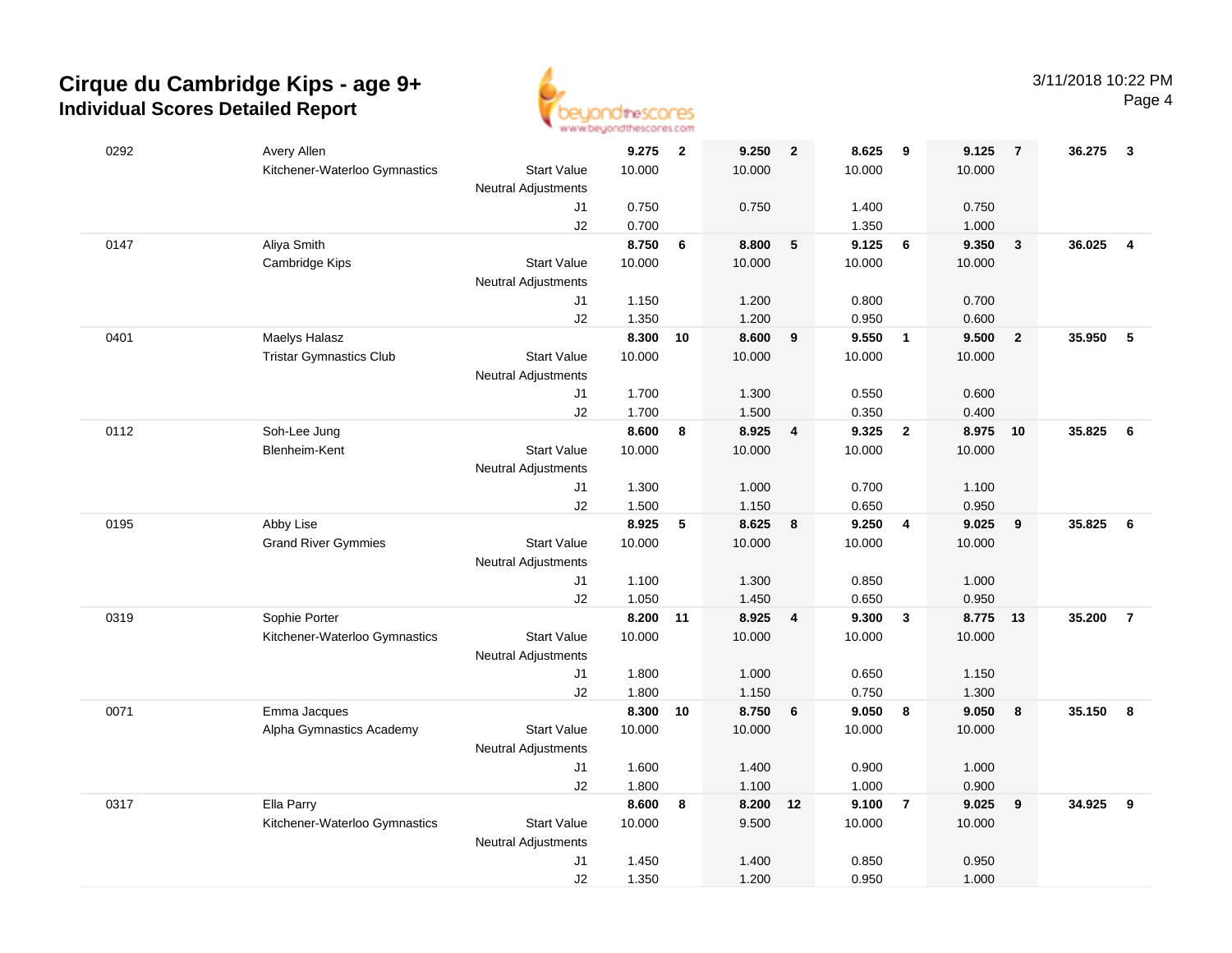# Cirque du Cambridge Kips - age 9+
## Individual Scores Detailed Report

3/11/2018 10:22 PM

| # | Name / Club | | Vault | Rank | Bars | Rank | Beam | Rank | Floor | Rank | AA | Rank |
|---|---|---|---|---|---|---|---|---|---|---|---|---|
| 0292 | Avery Allen | | **9.275** | **2** | **9.250** | **2** | **8.625** | **9** | **9.125** | **7** | **36.275** | **3** |
| | Kitchener-Waterloo Gymnastics | Start Value | 10.000 | | 10.000 | | 10.000 | | 10.000 | | | |
| | | Neutral Adjustments | | | | | | | | | | |
| | | J1 | 0.750 | | 0.750 | | 1.400 | | 0.750 | | | |
| | | J2 | 0.700 | | | | 1.350 | | 1.000 | | | |
| 0147 | Aliya Smith | | **8.750** | **6** | **8.800** | **5** | **9.125** | **6** | **9.350** | **3** | **36.025** | **4** |
| | Cambridge Kips | Start Value | 10.000 | | 10.000 | | 10.000 | | 10.000 | | | |
| | | Neutral Adjustments | | | | | | | | | | |
| | | J1 | 1.150 | | 1.200 | | 0.800 | | 0.700 | | | |
| | | J2 | 1.350 | | 1.200 | | 0.950 | | 0.600 | | | |
| 0401 | Maelys Halasz | | **8.300** | **10** | **8.600** | **9** | **9.550** | **1** | **9.500** | **2** | **35.950** | **5** |
| | Tristar Gymnastics Club | Start Value | 10.000 | | 10.000 | | 10.000 | | 10.000 | | | |
| | | Neutral Adjustments | | | | | | | | | | |
| | | J1 | 1.700 | | 1.300 | | 0.550 | | 0.600 | | | |
| | | J2 | 1.700 | | 1.500 | | 0.350 | | 0.400 | | | |
| 0112 | Soh-Lee Jung | | **8.600** | **8** | **8.925** | **4** | **9.325** | **2** | **8.975** | **10** | **35.825** | **6** |
| | Blenheim-Kent | Start Value | 10.000 | | 10.000 | | 10.000 | | 10.000 | | | |
| | | Neutral Adjustments | | | | | | | | | | |
| | | J1 | 1.300 | | 1.000 | | 0.700 | | 1.100 | | | |
| | | J2 | 1.500 | | 1.150 | | 0.650 | | 0.950 | | | |
| 0195 | Abby Lise | | **8.925** | **5** | **8.625** | **8** | **9.250** | **4** | **9.025** | **9** | **35.825** | **6** |
| | Grand River Gymmies | Start Value | 10.000 | | 10.000 | | 10.000 | | 10.000 | | | |
| | | Neutral Adjustments | | | | | | | | | | |
| | | J1 | 1.100 | | 1.300 | | 0.850 | | 1.000 | | | |
| | | J2 | 1.050 | | 1.450 | | 0.650 | | 0.950 | | | |
| 0319 | Sophie Porter | | **8.200** | **11** | **8.925** | **4** | **9.300** | **3** | **8.775** | **13** | **35.200** | **7** |
| | Kitchener-Waterloo Gymnastics | Start Value | 10.000 | | 10.000 | | 10.000 | | 10.000 | | | |
| | | Neutral Adjustments | | | | | | | | | | |
| | | J1 | 1.800 | | 1.000 | | 0.650 | | 1.150 | | | |
| | | J2 | 1.800 | | 1.150 | | 0.750 | | 1.300 | | | |
| 0071 | Emma Jacques | | **8.300** | **10** | **8.750** | **6** | **9.050** | **8** | **9.050** | **8** | **35.150** | **8** |
| | Alpha Gymnastics Academy | Start Value | 10.000 | | 10.000 | | 10.000 | | 10.000 | | | |
| | | Neutral Adjustments | | | | | | | | | | |
| | | J1 | 1.600 | | 1.400 | | 0.900 | | 1.000 | | | |
| | | J2 | 1.800 | | 1.100 | | 1.000 | | 0.900 | | | |
| 0317 | Ella Parry | | **8.600** | **8** | **8.200** | **12** | **9.100** | **7** | **9.025** | **9** | **34.925** | **9** |
| | Kitchener-Waterloo Gymnastics | Start Value | 10.000 | | 9.500 | | 10.000 | | 10.000 | | | |
| | | Neutral Adjustments | | | | | | | | | | |
| | | J1 | 1.450 | | 1.400 | | 0.850 | | 0.950 | | | |
| | | J2 | 1.350 | | 1.200 | | 0.950 | | 1.000 | | | |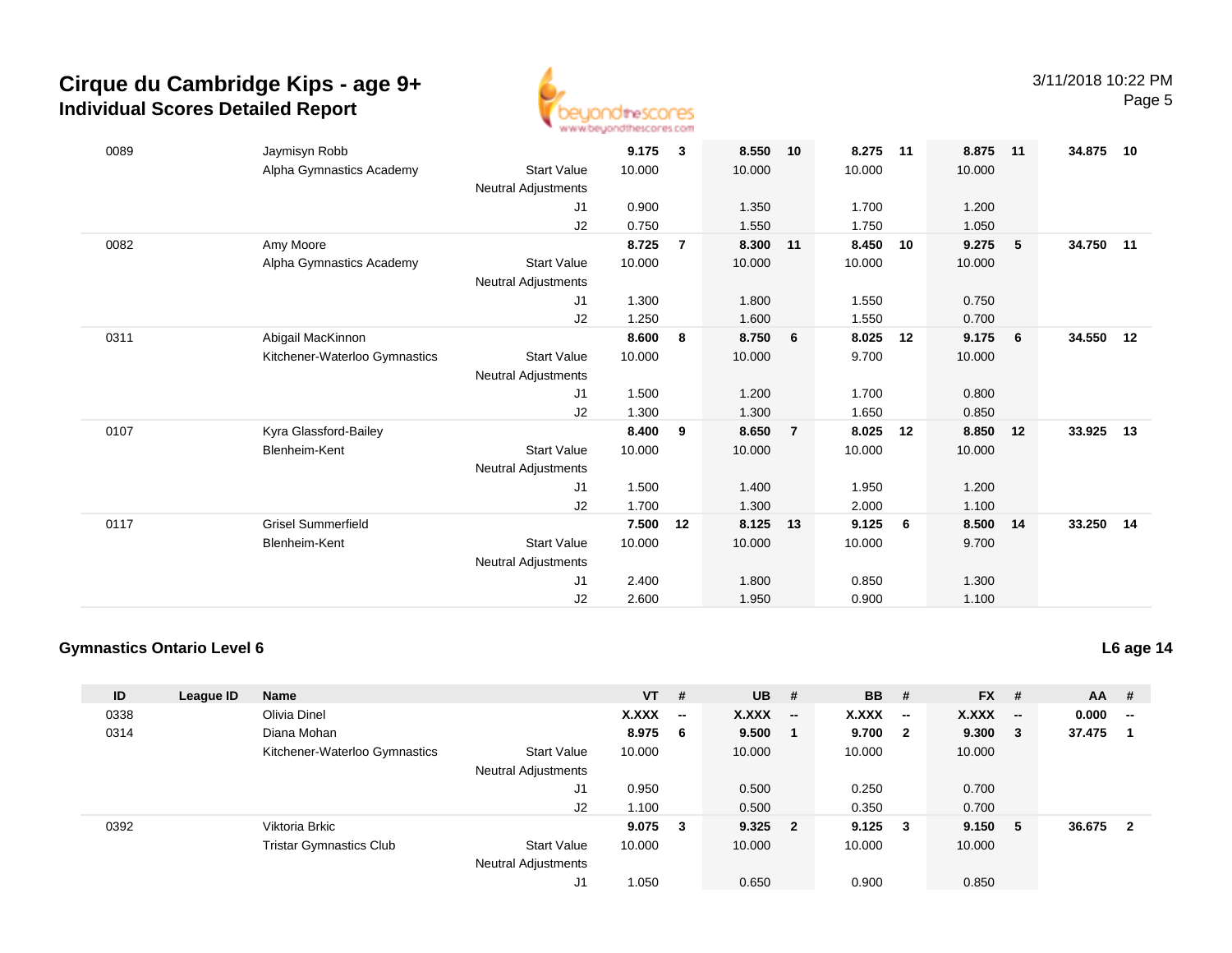# Cirque du Cambridge Kips - age 9+

## Individual Scores Detailed Report

3/11/2018 10:22 PM

| ID | League ID | Name | | VT | # | UB | # | BB | # | FX | # | AA | # |
|---|---|---|---|---|---|---|---|---|---|---|---|---|---|
| 0089 | | Jaymisyn Robb | | **9.175** | **3** | **8.550** | **10** | **8.275** | **11** | **8.875** | **11** | **34.875** | **10** |
| | | Alpha Gymnastics Academy | Start Value | 10.000 | | 10.000 | | 10.000 | | 10.000 | | | |
| | | | Neutral Adjustments | | | | | | | | | | |
| | | | J1 | 0.900 | | 1.350 | | 1.700 | | 1.200 | | | |
| | | | J2 | 0.750 | | 1.550 | | 1.750 | | 1.050 | | | |
| 0082 | | Amy Moore | | **8.725** | **7** | **8.300** | **11** | **8.450** | **10** | **9.275** | **5** | **34.750** | **11** |
| | | Alpha Gymnastics Academy | Start Value | 10.000 | | 10.000 | | 10.000 | | 10.000 | | | |
| | | | Neutral Adjustments | | | | | | | | | | |
| | | | J1 | 1.300 | | 1.800 | | 1.550 | | 0.750 | | | |
| | | | J2 | 1.250 | | 1.600 | | 1.550 | | 0.700 | | | |
| 0311 | | Abigail MacKinnon | | **8.600** | **8** | **8.750** | **6** | **8.025** | **12** | **9.175** | **6** | **34.550** | **12** |
| | | Kitchener-Waterloo Gymnastics | Start Value | 10.000 | | 10.000 | | 9.700 | | 10.000 | | | |
| | | | Neutral Adjustments | | | | | | | | | | |
| | | | J1 | 1.500 | | 1.200 | | 1.700 | | 0.800 | | | |
| | | | J2 | 1.300 | | 1.300 | | 1.650 | | 0.850 | | | |
| 0107 | | Kyra Glassford-Bailey | | **8.400** | **9** | **8.650** | **7** | **8.025** | **12** | **8.850** | **12** | **33.925** | **13** |
| | | Blenheim-Kent | Start Value | 10.000 | | 10.000 | | 10.000 | | 10.000 | | | |
| | | | Neutral Adjustments | | | | | | | | | | |
| | | | J1 | 1.500 | | 1.400 | | 1.950 | | 1.200 | | | |
| | | | J2 | 1.700 | | 1.300 | | 2.000 | | 1.100 | | | |
| 0117 | | Grisel Summerfield | | **7.500** | **12** | **8.125** | **13** | **9.125** | **6** | **8.500** | **14** | **33.250** | **14** |
| | | Blenheim-Kent | Start Value | 10.000 | | 10.000 | | 10.000 | | 9.700 | | | |
| | | | Neutral Adjustments | | | | | | | | | | |
| | | | J1 | 2.400 | | 1.800 | | 0.850 | | 1.300 | | | |
| | | | J2 | 2.600 | | 1.950 | | 0.900 | | 1.100 | | | |

### Gymnastics Ontario Level 6

**L6 age 14**

| ID | League ID | Name | | VT | # | UB | # | BB | # | FX | # | AA | # |
|---|---|---|---|---|---|---|---|---|---|---|---|---|---|
| 0338 | | Olivia Dinel | | **X.XXX** | **--** | **X.XXX** | **--** | **X.XXX** | **--** | **X.XXX** | **--** | **0.000** | **--** |
| 0314 | | Diana Mohan | | **8.975** | **6** | **9.500** | **1** | **9.700** | **2** | **9.300** | **3** | **37.475** | **1** |
| | | Kitchener-Waterloo Gymnastics | Start Value | 10.000 | | 10.000 | | 10.000 | | 10.000 | | | |
| | | | Neutral Adjustments | | | | | | | | | | |
| | | | J1 | 0.950 | | 0.500 | | 0.250 | | 0.700 | | | |
| | | | J2 | 1.100 | | 0.500 | | 0.350 | | 0.700 | | | |
| 0392 | | Viktoria Brkic | | **9.075** | **3** | **9.325** | **2** | **9.125** | **3** | **9.150** | **5** | **36.675** | **2** |
| | | Tristar Gymnastics Club | Start Value | 10.000 | | 10.000 | | 10.000 | | 10.000 | | | |
| | | | Neutral Adjustments | | | | | | | | | | |
| | | | J1 | 1.050 | | 0.650 | | 0.900 | | 0.850 | | | |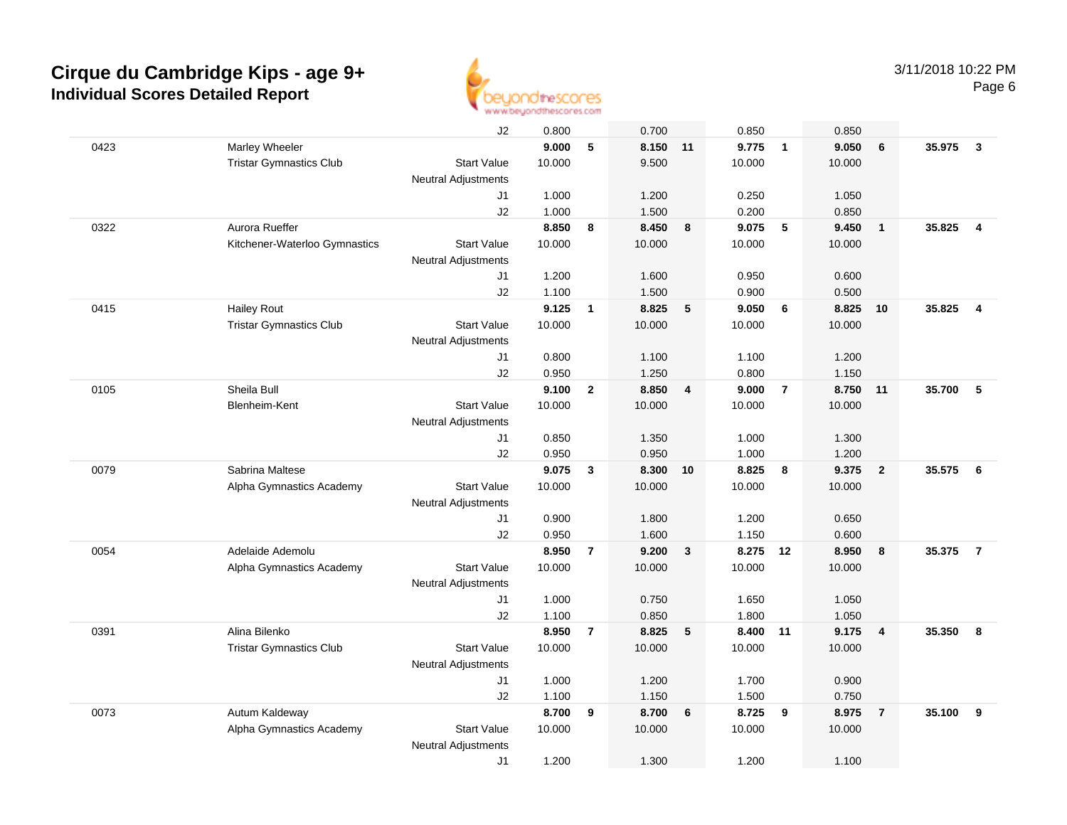# Cirque du Cambridge Kips - age 9+

## Individual Scores Detailed Report

3/11/2018 10:22 PM

| # | Name / Club | | Vault | Rk | Bars | Rk | Beam | Rk | Floor | Rk | AA | Rk |
|---|---|---|---|---|---|---|---|---|---|---|---|---|
| | | J2 | 0.800 | | 0.700 | | 0.850 | | 0.850 | | | |
| 0423 | Marley Wheeler | | **9.000** | **5** | **8.150** | **11** | **9.775** | **1** | **9.050** | **6** | **35.975** | **3** |
| | Tristar Gymnastics Club | Start Value | 10.000 | | 9.500 | | 10.000 | | 10.000 | | | |
| | | Neutral Adjustments | | | | | | | | | | |
| | | J1 | 1.000 | | 1.200 | | 0.250 | | 1.050 | | | |
| | | J2 | 1.000 | | 1.500 | | 0.200 | | 0.850 | | | |
| 0322 | Aurora Rueffer | | **8.850** | **8** | **8.450** | **8** | **9.075** | **5** | **9.450** | **1** | **35.825** | **4** |
| | Kitchener-Waterloo Gymnastics | Start Value | 10.000 | | 10.000 | | 10.000 | | 10.000 | | | |
| | | Neutral Adjustments | | | | | | | | | | |
| | | J1 | 1.200 | | 1.600 | | 0.950 | | 0.600 | | | |
| | | J2 | 1.100 | | 1.500 | | 0.900 | | 0.500 | | | |
| 0415 | Hailey Rout | | **9.125** | **1** | **8.825** | **5** | **9.050** | **6** | **8.825** | **10** | **35.825** | **4** |
| | Tristar Gymnastics Club | Start Value | 10.000 | | 10.000 | | 10.000 | | 10.000 | | | |
| | | Neutral Adjustments | | | | | | | | | | |
| | | J1 | 0.800 | | 1.100 | | 1.100 | | 1.200 | | | |
| | | J2 | 0.950 | | 1.250 | | 0.800 | | 1.150 | | | |
| 0105 | Sheila Bull | | **9.100** | **2** | **8.850** | **4** | **9.000** | **7** | **8.750** | **11** | **35.700** | **5** |
| | Blenheim-Kent | Start Value | 10.000 | | 10.000 | | 10.000 | | 10.000 | | | |
| | | Neutral Adjustments | | | | | | | | | | |
| | | J1 | 0.850 | | 1.350 | | 1.000 | | 1.300 | | | |
| | | J2 | 0.950 | | 0.950 | | 1.000 | | 1.200 | | | |
| 0079 | Sabrina Maltese | | **9.075** | **3** | **8.300** | **10** | **8.825** | **8** | **9.375** | **2** | **35.575** | **6** |
| | Alpha Gymnastics Academy | Start Value | 10.000 | | 10.000 | | 10.000 | | 10.000 | | | |
| | | Neutral Adjustments | | | | | | | | | | |
| | | J1 | 0.900 | | 1.800 | | 1.200 | | 0.650 | | | |
| | | J2 | 0.950 | | 1.600 | | 1.150 | | 0.600 | | | |
| 0054 | Adelaide Ademolu | | **8.950** | **7** | **9.200** | **3** | **8.275** | **12** | **8.950** | **8** | **35.375** | **7** |
| | Alpha Gymnastics Academy | Start Value | 10.000 | | 10.000 | | 10.000 | | 10.000 | | | |
| | | Neutral Adjustments | | | | | | | | | | |
| | | J1 | 1.000 | | 0.750 | | 1.650 | | 1.050 | | | |
| | | J2 | 1.100 | | 0.850 | | 1.800 | | 1.050 | | | |
| 0391 | Alina Bilenko | | **8.950** | **7** | **8.825** | **5** | **8.400** | **11** | **9.175** | **4** | **35.350** | **8** |
| | Tristar Gymnastics Club | Start Value | 10.000 | | 10.000 | | 10.000 | | 10.000 | | | |
| | | Neutral Adjustments | | | | | | | | | | |
| | | J1 | 1.000 | | 1.200 | | 1.700 | | 0.900 | | | |
| | | J2 | 1.100 | | 1.150 | | 1.500 | | 0.750 | | | |
| 0073 | Autum Kaldeway | | **8.700** | **9** | **8.700** | **6** | **8.725** | **9** | **8.975** | **7** | **35.100** | **9** |
| | Alpha Gymnastics Academy | Start Value | 10.000 | | 10.000 | | 10.000 | | 10.000 | | | |
| | | Neutral Adjustments | | | | | | | | | | |
| | | J1 | 1.200 | | 1.300 | | 1.200 | | 1.100 | | | |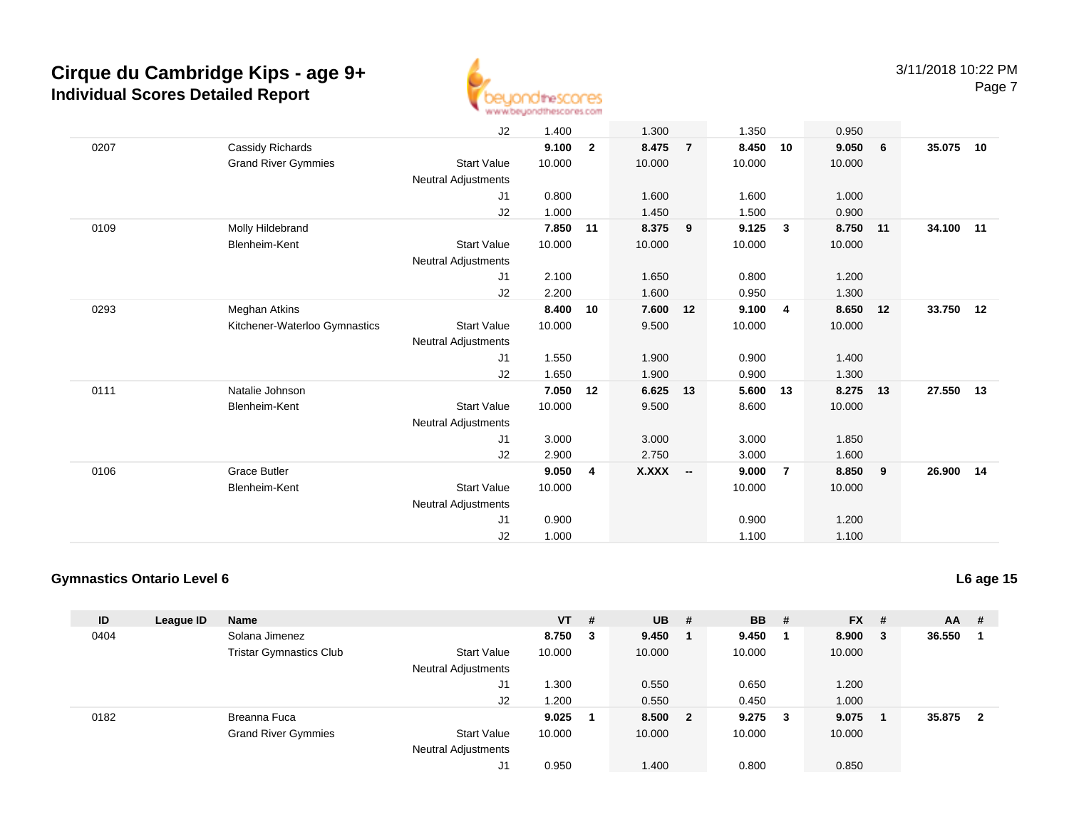# Cirque du Cambridge Kips - age 9+

## Individual Scores Detailed Report

3/11/2018 10:22 PM

| ID | League ID | Name | | VT | # | UB | # | BB | # | FX | # | AA | # |
|---|---|---|---|---|---|---|---|---|---|---|---|---|---|
| | | | J2 | 1.400 | | 1.300 | | 1.350 | | 0.950 | | | |
| 0207 | | Cassidy Richards | | **9.100** | **2** | **8.475** | **7** | **8.450** | **10** | **9.050** | **6** | **35.075** | **10** |
| | | Grand River Gymmies | Start Value | 10.000 | | 10.000 | | 10.000 | | 10.000 | | | |
| | | | Neutral Adjustments | | | | | | | | | | |
| | | | J1 | 0.800 | | 1.600 | | 1.600 | | 1.000 | | | |
| | | | J2 | 1.000 | | 1.450 | | 1.500 | | 0.900 | | | |
| 0109 | | Molly Hildebrand | | **7.850** | **11** | **8.375** | **9** | **9.125** | **3** | **8.750** | **11** | **34.100** | **11** |
| | | Blenheim-Kent | Start Value | 10.000 | | 10.000 | | 10.000 | | 10.000 | | | |
| | | | Neutral Adjustments | | | | | | | | | | |
| | | | J1 | 2.100 | | 1.650 | | 0.800 | | 1.200 | | | |
| | | | J2 | 2.200 | | 1.600 | | 0.950 | | 1.300 | | | |
| 0293 | | Meghan Atkins | | **8.400** | **10** | **7.600** | **12** | **9.100** | **4** | **8.650** | **12** | **33.750** | **12** |
| | | Kitchener-Waterloo Gymnastics | Start Value | 10.000 | | 9.500 | | 10.000 | | 10.000 | | | |
| | | | Neutral Adjustments | | | | | | | | | | |
| | | | J1 | 1.550 | | 1.900 | | 0.900 | | 1.400 | | | |
| | | | J2 | 1.650 | | 1.900 | | 0.900 | | 1.300 | | | |
| 0111 | | Natalie Johnson | | **7.050** | **12** | **6.625** | **13** | **5.600** | **13** | **8.275** | **13** | **27.550** | **13** |
| | | Blenheim-Kent | Start Value | 10.000 | | 9.500 | | 8.600 | | 10.000 | | | |
| | | | Neutral Adjustments | | | | | | | | | | |
| | | | J1 | 3.000 | | 3.000 | | 3.000 | | 1.850 | | | |
| | | | J2 | 2.900 | | 2.750 | | 3.000 | | 1.600 | | | |
| 0106 | | Grace Butler | | **9.050** | **4** | **X.XXX** | **--** | **9.000** | **7** | **8.850** | **9** | **26.900** | **14** |
| | | Blenheim-Kent | Start Value | 10.000 | | | | 10.000 | | 10.000 | | | |
| | | | Neutral Adjustments | | | | | | | | | | |
| | | | J1 | 0.900 | | | | 0.900 | | 1.200 | | | |
| | | | J2 | 1.000 | | | | 1.100 | | 1.100 | | | |

### Gymnastics Ontario Level 6

**L6 age 15**

| ID | League ID | Name | | VT | # | UB | # | BB | # | FX | # | AA | # |
|---|---|---|---|---|---|---|---|---|---|---|---|---|---|
| 0404 | | Solana Jimenez | | **8.750** | **3** | **9.450** | **1** | **9.450** | **1** | **8.900** | **3** | **36.550** | **1** |
| | | Tristar Gymnastics Club | Start Value | 10.000 | | 10.000 | | 10.000 | | 10.000 | | | |
| | | | Neutral Adjustments | | | | | | | | | | |
| | | | J1 | 1.300 | | 0.550 | | 0.650 | | 1.200 | | | |
| | | | J2 | 1.200 | | 0.550 | | 0.450 | | 1.000 | | | |
| 0182 | | Breanna Fuca | | **9.025** | **1** | **8.500** | **2** | **9.275** | **3** | **9.075** | **1** | **35.875** | **2** |
| | | Grand River Gymmies | Start Value | 10.000 | | 10.000 | | 10.000 | | 10.000 | | | |
| | | | Neutral Adjustments | | | | | | | | | | |
| | | | J1 | 0.950 | | 1.400 | | 0.800 | | 0.850 | | | |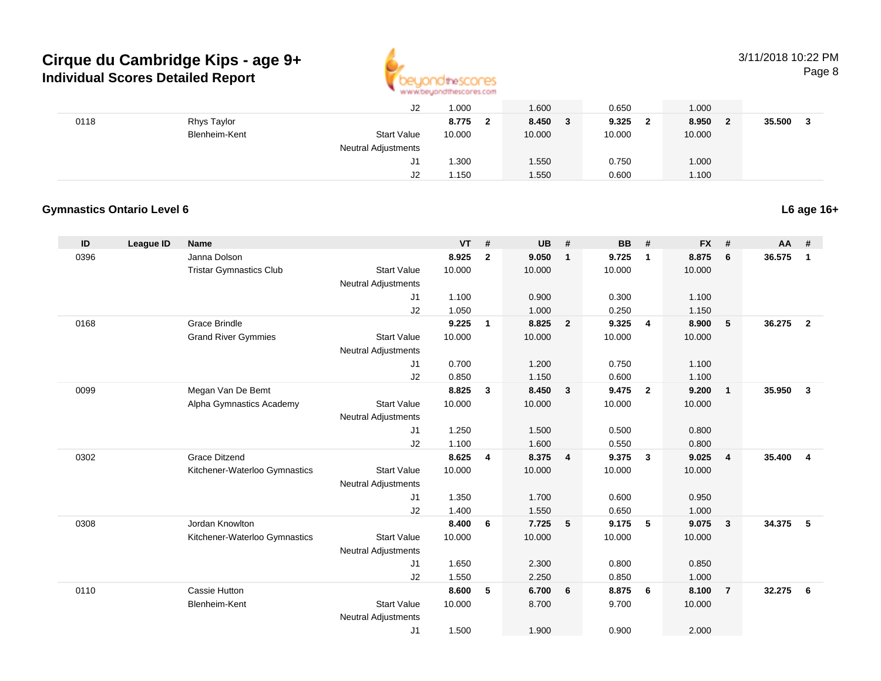# Cirque du Cambridge Kips - age 9+

## Individual Scores Detailed Report

| ID | League ID | Name | | VT | # | UB | # | BB | # | FX | # | AA | # |
|---|---|---|---|---|---|---|---|---|---|---|---|---|---|
| | | | J2 | 1.000 | | 1.600 | | 0.650 | | 1.000 | | | |
| 0118 | | Rhys Taylor | | **8.775** | **2** | **8.450** | **3** | **9.325** | **2** | **8.950** | **2** | **35.500** | **3** |
| | | Blenheim-Kent | Start Value | 10.000 | | 10.000 | | 10.000 | | 10.000 | | | |
| | | | Neutral Adjustments | | | | | | | | | | |
| | | | J1 | 1.300 | | 1.550 | | 0.750 | | 1.000 | | | |
| | | | J2 | 1.150 | | 1.550 | | 0.600 | | 1.100 | | | |

### Gymnastics Ontario Level 6

**L6 age 16+**

| ID | League ID | Name | | VT | # | UB | # | BB | # | FX | # | AA | # |
|---|---|---|---|---|---|---|---|---|---|---|---|---|---|
| 0396 | | Janna Dolson | | **8.925** | **2** | **9.050** | **1** | **9.725** | **1** | **8.875** | **6** | **36.575** | **1** |
| | | Tristar Gymnastics Club | Start Value | 10.000 | | 10.000 | | 10.000 | | 10.000 | | | |
| | | | Neutral Adjustments | | | | | | | | | | |
| | | | J1 | 1.100 | | 0.900 | | 0.300 | | 1.100 | | | |
| | | | J2 | 1.050 | | 1.000 | | 0.250 | | 1.150 | | | |
| 0168 | | Grace Brindle | | **9.225** | **1** | **8.825** | **2** | **9.325** | **4** | **8.900** | **5** | **36.275** | **2** |
| | | Grand River Gymmies | Start Value | 10.000 | | 10.000 | | 10.000 | | 10.000 | | | |
| | | | Neutral Adjustments | | | | | | | | | | |
| | | | J1 | 0.700 | | 1.200 | | 0.750 | | 1.100 | | | |
| | | | J2 | 0.850 | | 1.150 | | 0.600 | | 1.100 | | | |
| 0099 | | Megan Van De Bemt | | **8.825** | **3** | **8.450** | **3** | **9.475** | **2** | **9.200** | **1** | **35.950** | **3** |
| | | Alpha Gymnastics Academy | Start Value | 10.000 | | 10.000 | | 10.000 | | 10.000 | | | |
| | | | Neutral Adjustments | | | | | | | | | | |
| | | | J1 | 1.250 | | 1.500 | | 0.500 | | 0.800 | | | |
| | | | J2 | 1.100 | | 1.600 | | 0.550 | | 0.800 | | | |
| 0302 | | Grace Ditzend | | **8.625** | **4** | **8.375** | **4** | **9.375** | **3** | **9.025** | **4** | **35.400** | **4** |
| | | Kitchener-Waterloo Gymnastics | Start Value | 10.000 | | 10.000 | | 10.000 | | 10.000 | | | |
| | | | Neutral Adjustments | | | | | | | | | | |
| | | | J1 | 1.350 | | 1.700 | | 0.600 | | 0.950 | | | |
| | | | J2 | 1.400 | | 1.550 | | 0.650 | | 1.000 | | | |
| 0308 | | Jordan Knowlton | | **8.400** | **6** | **7.725** | **5** | **9.175** | **5** | **9.075** | **3** | **34.375** | **5** |
| | | Kitchener-Waterloo Gymnastics | Start Value | 10.000 | | 10.000 | | 10.000 | | 10.000 | | | |
| | | | Neutral Adjustments | | | | | | | | | | |
| | | | J1 | 1.650 | | 2.300 | | 0.800 | | 0.850 | | | |
| | | | J2 | 1.550 | | 2.250 | | 0.850 | | 1.000 | | | |
| 0110 | | Cassie Hutton | | **8.600** | **5** | **6.700** | **6** | **8.875** | **6** | **8.100** | **7** | **32.275** | **6** |
| | | Blenheim-Kent | Start Value | 10.000 | | 8.700 | | 9.700 | | 10.000 | | | |
| | | | Neutral Adjustments | | | | | | | | | | |
| | | | J1 | 1.500 | | 1.900 | | 0.900 | | 2.000 | | | |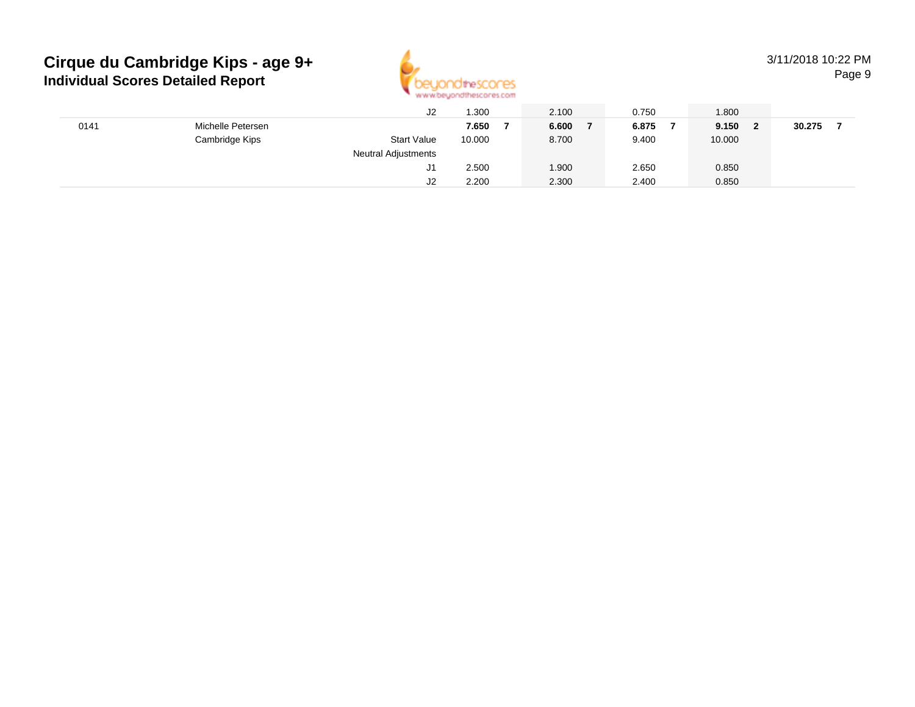# Cirque du Cambridge Kips - age 9+
## Individual Scores Detailed Report

| | | | | | | | | | | | | |
|---|---|---|---|---|---|---|---|---|---|---|---|---|
| | | J2 | 1.300 | | 2.100 | | 0.750 | | 1.800 | | | |
| 0141 | Michelle Petersen | | **7.650** | **7** | **6.600** | **7** | **6.875** | **7** | **9.150** | **2** | **30.275** | **7** |
| | Cambridge Kips | Start Value | 10.000 | | 8.700 | | 9.400 | | 10.000 | | | |
| | | Neutral Adjustments | | | | | | | | | | |
| | | J1 | 2.500 | | 1.900 | | 2.650 | | 0.850 | | | |
| | | J2 | 2.200 | | 2.300 | | 2.400 | | 0.850 | | | |